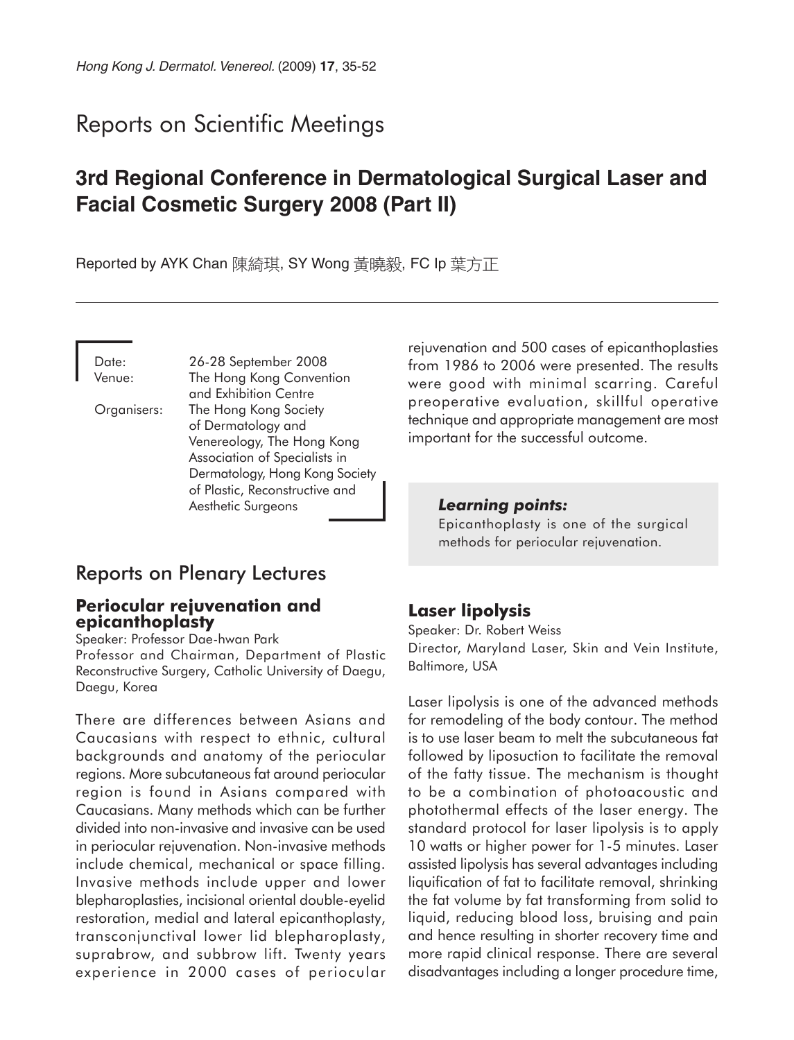# Reports on Scientific Meetings

## 3rd Regional Conference in Dermatological Surgical Laser and Facial Cosmetic Surgery 2008 (Part II)

Reported by AYK Chan 陳綺琪, SY Wong 黃曉毅, FC Ip 葉方正

Date: 26-28 September 2008
Venue: The Hong Kong Convention and Exhibition Centre
Organisers: The Hong Kong Society of Dermatology and Venereology, The Hong Kong Association of Specialists in Dermatology, Hong Kong Society of Plastic, Reconstructive and Aesthetic Surgeons

## Reports on Plenary Lectures

### Periocular rejuvenation and epicanthoplasty

Speaker: Professor Dae-hwan Park
Professor and Chairman, Department of Plastic Reconstructive Surgery, Catholic University of Daegu, Daegu, Korea

There are differences between Asians and Caucasians with respect to ethnic, cultural backgrounds and anatomy of the periocular regions. More subcutaneous fat around periocular region is found in Asians compared with Caucasians. Many methods which can be further divided into non-invasive and invasive can be used in periocular rejuvenation. Non-invasive methods include chemical, mechanical or space filling. Invasive methods include upper and lower blepharoplasties, incisional oriental double-eyelid restoration, medial and lateral epicanthoplasty, transconjunctival lower lid blepharoplasty, suprabrow, and subbrow lift. Twenty years experience in 2000 cases of periocular rejuvenation and 500 cases of epicanthoplasties from 1986 to 2006 were presented. The results were good with minimal scarring. Careful preoperative evaluation, skillful operative technique and appropriate management are most important for the successful outcome.

***Learning points:***
Epicanthoplasty is one of the surgical methods for periocular rejuvenation.

### Laser lipolysis

Speaker: Dr. Robert Weiss
Director, Maryland Laser, Skin and Vein Institute, Baltimore, USA

Laser lipolysis is one of the advanced methods for remodeling of the body contour. The method is to use laser beam to melt the subcutaneous fat followed by liposuction to facilitate the removal of the fatty tissue. The mechanism is thought to be a combination of photoacoustic and photothermal effects of the laser energy. The standard protocol for laser lipolysis is to apply 10 watts or higher power for 1-5 minutes. Laser assisted lipolysis has several advantages including liquification of fat to facilitate removal, shrinking the fat volume by fat transforming from solid to liquid, reducing blood loss, bruising and pain and hence resulting in shorter recovery time and more rapid clinical response. There are several disadvantages including a longer procedure time,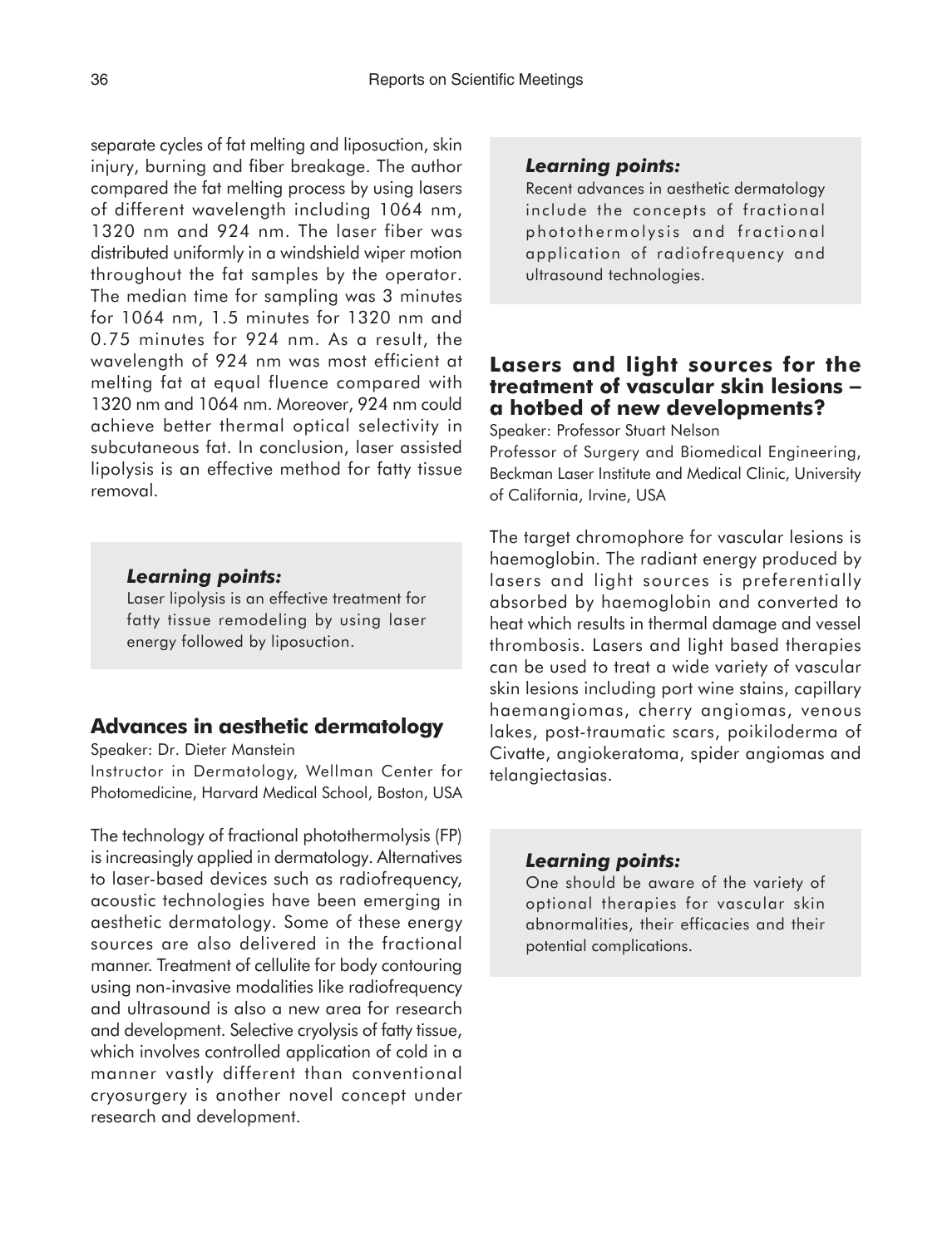separate cycles of fat melting and liposuction, skin injury, burning and fiber breakage. The author compared the fat melting process by using lasers of different wavelength including 1064 nm, 1320 nm and 924 nm. The laser fiber was distributed uniformly in a windshield wiper motion throughout the fat samples by the operator. The median time for sampling was 3 minutes for 1064 nm, 1.5 minutes for 1320 nm and 0.75 minutes for 924 nm. As a result, the wavelength of 924 nm was most efficient at melting fat at equal fluence compared with 1320 nm and 1064 nm. Moreover, 924 nm could achieve better thermal optical selectivity in subcutaneous fat. In conclusion, laser assisted lipolysis is an effective method for fatty tissue removal.

> ***Learning points:***
> Laser lipolysis is an effective treatment for fatty tissue remodeling by using laser energy followed by liposuction.

## Advances in aesthetic dermatology

Speaker: Dr. Dieter Manstein

Instructor in Dermatology, Wellman Center for Photomedicine, Harvard Medical School, Boston, USA

The technology of fractional photothermolysis (FP) is increasingly applied in dermatology. Alternatives to laser-based devices such as radiofrequency, acoustic technologies have been emerging in aesthetic dermatology. Some of these energy sources are also delivered in the fractional manner. Treatment of cellulite for body contouring using non-invasive modalities like radiofrequency and ultrasound is also a new area for research and development. Selective cryolysis of fatty tissue, which involves controlled application of cold in a manner vastly different than conventional cryosurgery is another novel concept under research and development.

> ***Learning points:***
> Recent advances in aesthetic dermatology include the concepts of fractional photothermolysis and fractional application of radiofrequency and ultrasound technologies.

## Lasers and light sources for the treatment of vascular skin lesions – a hotbed of new developments?

Speaker: Professor Stuart Nelson

Professor of Surgery and Biomedical Engineering, Beckman Laser Institute and Medical Clinic, University of California, Irvine, USA

The target chromophore for vascular lesions is haemoglobin. The radiant energy produced by lasers and light sources is preferentially absorbed by haemoglobin and converted to heat which results in thermal damage and vessel thrombosis. Lasers and light based therapies can be used to treat a wide variety of vascular skin lesions including port wine stains, capillary haemangiomas, cherry angiomas, venous lakes, post-traumatic scars, poikiloderma of Civatte, angiokeratoma, spider angiomas and telangiectasias.

> ***Learning points:***
> One should be aware of the variety of optional therapies for vascular skin abnormalities, their efficacies and their potential complications.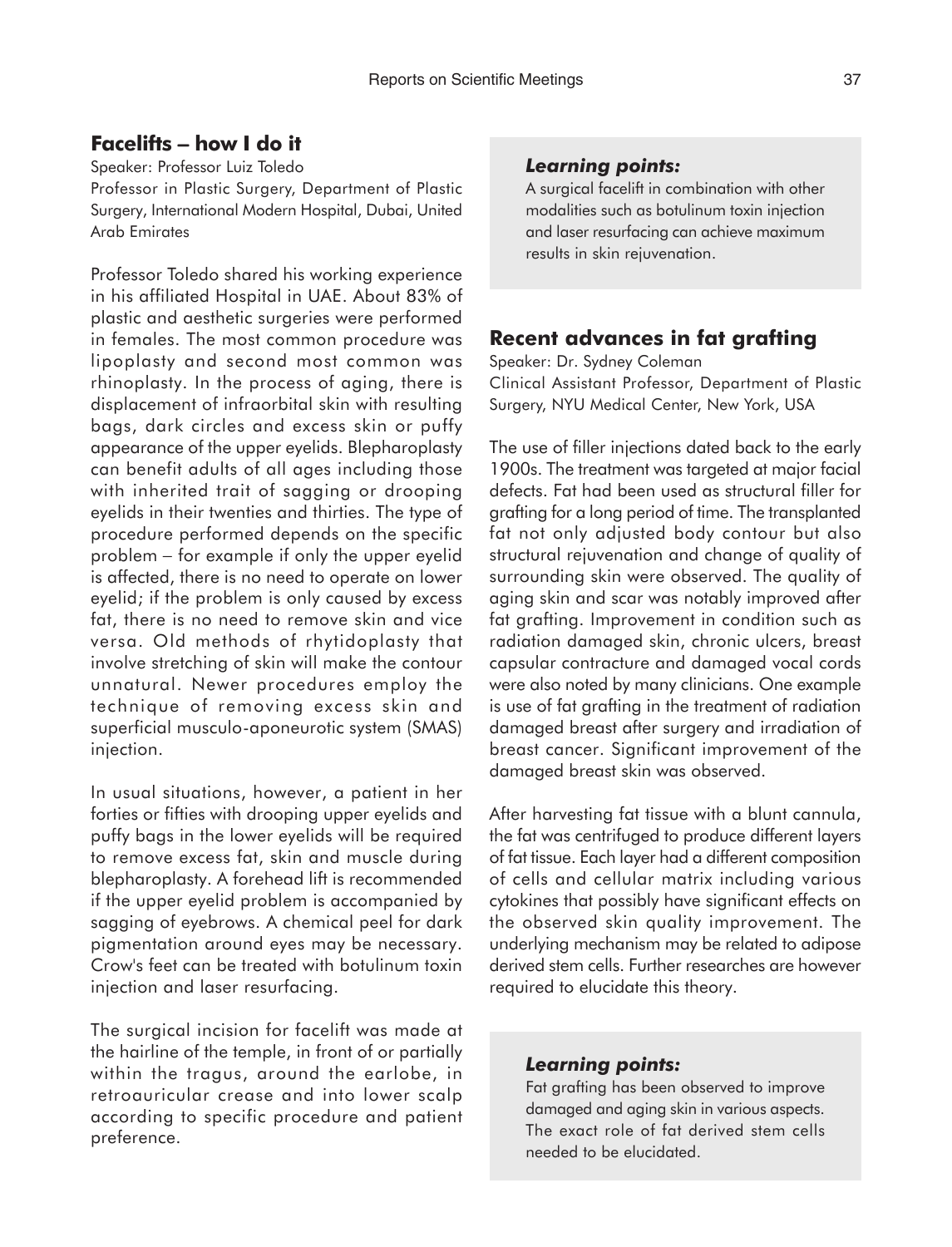## Facelifts – how I do it

Speaker: Professor Luiz Toledo

Professor in Plastic Surgery, Department of Plastic Surgery, International Modern Hospital, Dubai, United Arab Emirates

Professor Toledo shared his working experience in his affiliated Hospital in UAE. About 83% of plastic and aesthetic surgeries were performed in females. The most common procedure was lipoplasty and second most common was rhinoplasty. In the process of aging, there is displacement of infraorbital skin with resulting bags, dark circles and excess skin or puffy appearance of the upper eyelids. Blepharoplasty can benefit adults of all ages including those with inherited trait of sagging or drooping eyelids in their twenties and thirties. The type of procedure performed depends on the specific problem – for example if only the upper eyelid is affected, there is no need to operate on lower eyelid; if the problem is only caused by excess fat, there is no need to remove skin and vice versa. Old methods of rhytidoplasty that involve stretching of skin will make the contour unnatural. Newer procedures employ the technique of removing excess skin and superficial musculo-aponeurotic system (SMAS) injection.

In usual situations, however, a patient in her forties or fifties with drooping upper eyelids and puffy bags in the lower eyelids will be required to remove excess fat, skin and muscle during blepharoplasty. A forehead lift is recommended if the upper eyelid problem is accompanied by sagging of eyebrows. A chemical peel for dark pigmentation around eyes may be necessary. Crow's feet can be treated with botulinum toxin injection and laser resurfacing.

The surgical incision for facelift was made at the hairline of the temple, in front of or partially within the tragus, around the earlobe, in retroauricular crease and into lower scalp according to specific procedure and patient preference.

> ***Learning points:***
>
> A surgical facelift in combination with other modalities such as botulinum toxin injection and laser resurfacing can achieve maximum results in skin rejuvenation.

## Recent advances in fat grafting

Speaker: Dr. Sydney Coleman

Clinical Assistant Professor, Department of Plastic Surgery, NYU Medical Center, New York, USA

The use of filler injections dated back to the early 1900s. The treatment was targeted at major facial defects. Fat had been used as structural filler for grafting for a long period of time. The transplanted fat not only adjusted body contour but also structural rejuvenation and change of quality of surrounding skin were observed. The quality of aging skin and scar was notably improved after fat grafting. Improvement in condition such as radiation damaged skin, chronic ulcers, breast capsular contracture and damaged vocal cords were also noted by many clinicians. One example is use of fat grafting in the treatment of radiation damaged breast after surgery and irradiation of breast cancer. Significant improvement of the damaged breast skin was observed.

After harvesting fat tissue with a blunt cannula, the fat was centrifuged to produce different layers of fat tissue. Each layer had a different composition of cells and cellular matrix including various cytokines that possibly have significant effects on the observed skin quality improvement. The underlying mechanism may be related to adipose derived stem cells. Further researches are however required to elucidate this theory.

> ***Learning points:***
>
> Fat grafting has been observed to improve damaged and aging skin in various aspects. The exact role of fat derived stem cells needed to be elucidated.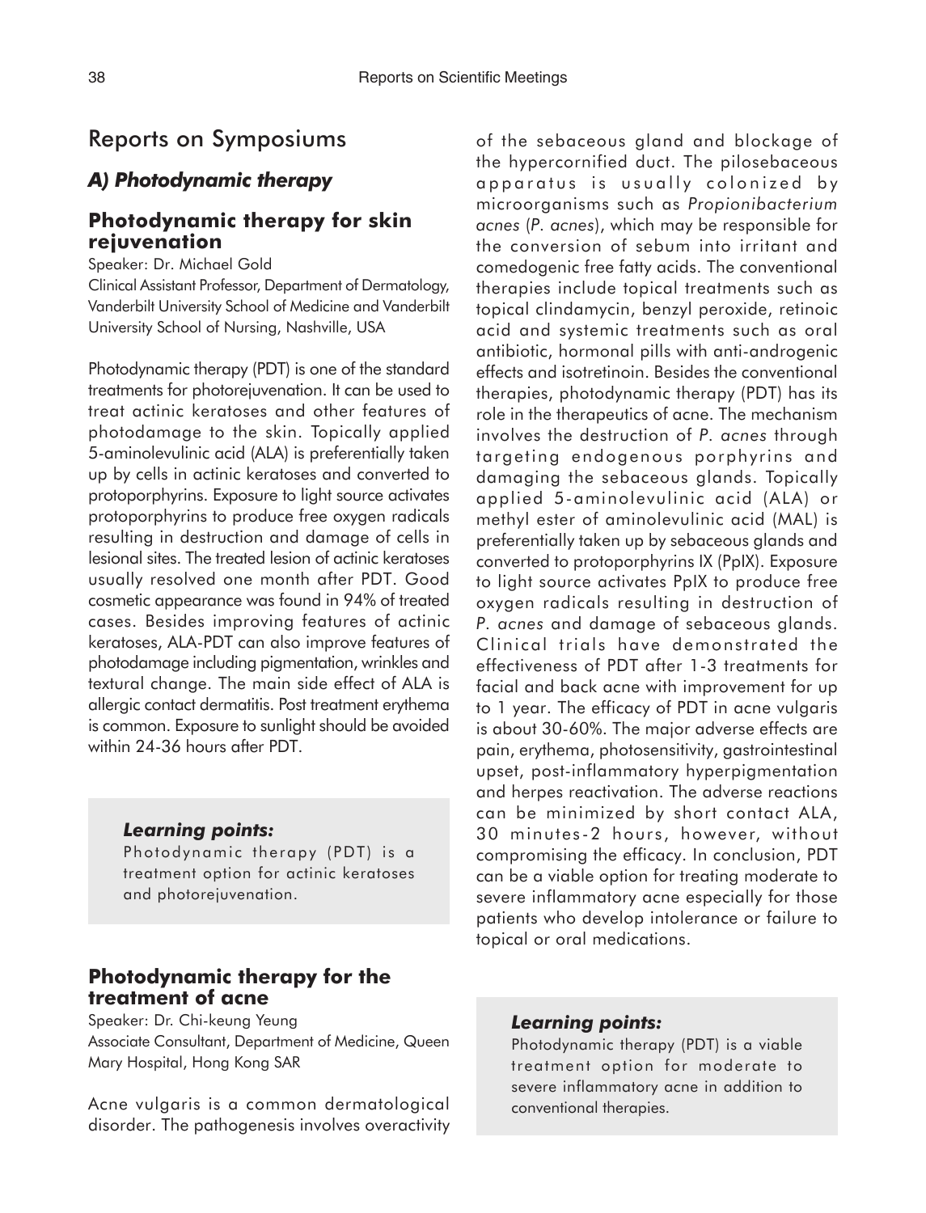## Reports on Symposiums

### *A) Photodynamic therapy*

### Photodynamic therapy for skin rejuvenation

Speaker: Dr. Michael Gold

Clinical Assistant Professor, Department of Dermatology, Vanderbilt University School of Medicine and Vanderbilt University School of Nursing, Nashville, USA

Photodynamic therapy (PDT) is one of the standard treatments for photorejuvenation. It can be used to treat actinic keratoses and other features of photodamage to the skin. Topically applied 5-aminolevulinic acid (ALA) is preferentially taken up by cells in actinic keratoses and converted to protoporphyrins. Exposure to light source activates protoporphyrins to produce free oxygen radicals resulting in destruction and damage of cells in lesional sites. The treated lesion of actinic keratoses usually resolved one month after PDT. Good cosmetic appearance was found in 94% of treated cases. Besides improving features of actinic keratoses, ALA-PDT can also improve features of photodamage including pigmentation, wrinkles and textural change. The main side effect of ALA is allergic contact dermatitis. Post treatment erythema is common. Exposure to sunlight should be avoided within 24-36 hours after PDT.

> ***Learning points:***
>
> Photodynamic therapy (PDT) is a treatment option for actinic keratoses and photorejuvenation.

### Photodynamic therapy for the treatment of acne

Speaker: Dr. Chi-keung Yeung

Associate Consultant, Department of Medicine, Queen Mary Hospital, Hong Kong SAR

Acne vulgaris is a common dermatological disorder. The pathogenesis involves overactivity of the sebaceous gland and blockage of the hypercornified duct. The pilosebaceous apparatus is usually colonized by microorganisms such as *Propionibacterium acnes* (*P. acnes*), which may be responsible for the conversion of sebum into irritant and comedogenic free fatty acids. The conventional therapies include topical treatments such as topical clindamycin, benzyl peroxide, retinoic acid and systemic treatments such as oral antibiotic, hormonal pills with anti-androgenic effects and isotretinoin. Besides the conventional therapies, photodynamic therapy (PDT) has its role in the therapeutics of acne. The mechanism involves the destruction of *P. acnes* through targeting endogenous porphyrins and damaging the sebaceous glands. Topically applied 5-aminolevulinic acid (ALA) or methyl ester of aminolevulinic acid (MAL) is preferentially taken up by sebaceous glands and converted to protoporphyrins IX (PpIX). Exposure to light source activates PpIX to produce free oxygen radicals resulting in destruction of *P. acnes* and damage of sebaceous glands. Clinical trials have demonstrated the effectiveness of PDT after 1-3 treatments for facial and back acne with improvement for up to 1 year. The efficacy of PDT in acne vulgaris is about 30-60%. The major adverse effects are pain, erythema, photosensitivity, gastrointestinal upset, post-inflammatory hyperpigmentation and herpes reactivation. The adverse reactions can be minimized by short contact ALA, 30 minutes-2 hours, however, without compromising the efficacy. In conclusion, PDT can be a viable option for treating moderate to severe inflammatory acne especially for those patients who develop intolerance or failure to topical or oral medications.

> ***Learning points:***
>
> Photodynamic therapy (PDT) is a viable treatment option for moderate to severe inflammatory acne in addition to conventional therapies.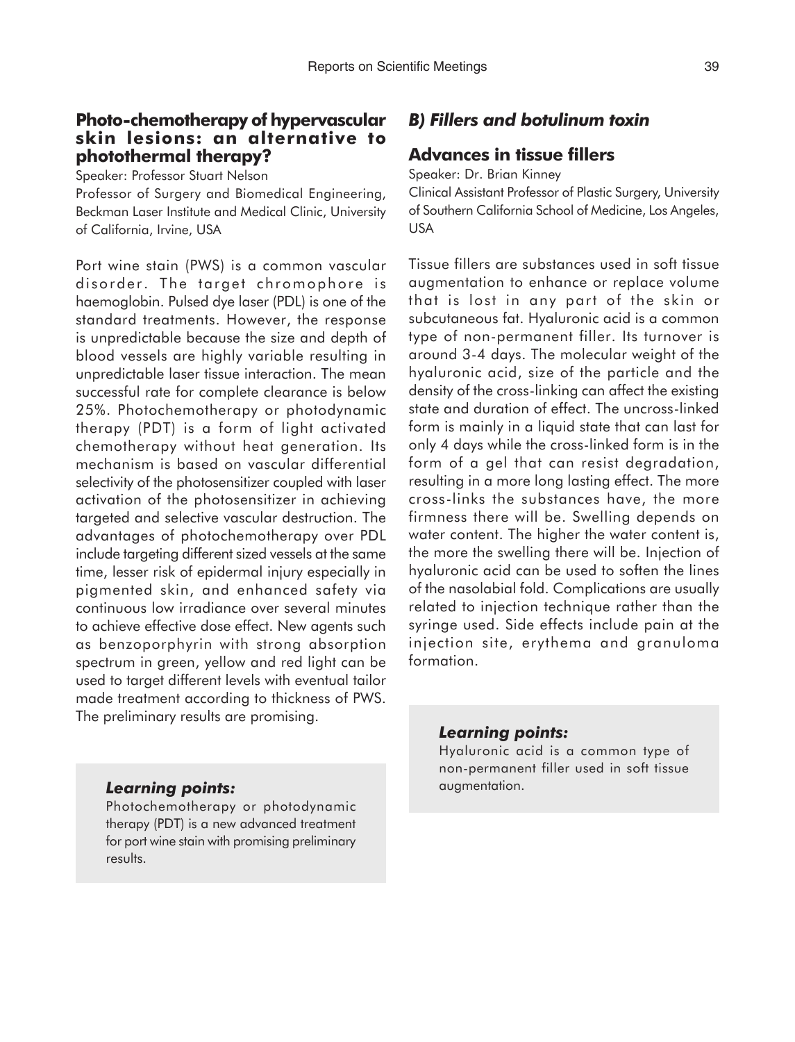## Photo-chemotherapy of hypervascular skin lesions: an alternative to photothermal therapy?

Speaker: Professor Stuart Nelson

Professor of Surgery and Biomedical Engineering, Beckman Laser Institute and Medical Clinic, University of California, Irvine, USA

Port wine stain (PWS) is a common vascular disorder. The target chromophore is haemoglobin. Pulsed dye laser (PDL) is one of the standard treatments. However, the response is unpredictable because the size and depth of blood vessels are highly variable resulting in unpredictable laser tissue interaction. The mean successful rate for complete clearance is below 25%. Photochemotherapy or photodynamic therapy (PDT) is a form of light activated chemotherapy without heat generation. Its mechanism is based on vascular differential selectivity of the photosensitizer coupled with laser activation of the photosensitizer in achieving targeted and selective vascular destruction. The advantages of photochemotherapy over PDL include targeting different sized vessels at the same time, lesser risk of epidermal injury especially in pigmented skin, and enhanced safety via continuous low irradiance over several minutes to achieve effective dose effect. New agents such as benzoporphyrin with strong absorption spectrum in green, yellow and red light can be used to target different levels with eventual tailor made treatment according to thickness of PWS. The preliminary results are promising.

> ***Learning points:***
>
> Photochemotherapy or photodynamic therapy (PDT) is a new advanced treatment for port wine stain with promising preliminary results.

### *B) Fillers and botulinum toxin*

## Advances in tissue fillers

Speaker: Dr. Brian Kinney

Clinical Assistant Professor of Plastic Surgery, University of Southern California School of Medicine, Los Angeles, USA

Tissue fillers are substances used in soft tissue augmentation to enhance or replace volume that is lost in any part of the skin or subcutaneous fat. Hyaluronic acid is a common type of non-permanent filler. Its turnover is around 3-4 days. The molecular weight of the hyaluronic acid, size of the particle and the density of the cross-linking can affect the existing state and duration of effect. The uncross-linked form is mainly in a liquid state that can last for only 4 days while the cross-linked form is in the form of a gel that can resist degradation, resulting in a more long lasting effect. The more cross-links the substances have, the more firmness there will be. Swelling depends on water content. The higher the water content is, the more the swelling there will be. Injection of hyaluronic acid can be used to soften the lines of the nasolabial fold. Complications are usually related to injection technique rather than the syringe used. Side effects include pain at the injection site, erythema and granuloma formation.

> ***Learning points:***
>
> Hyaluronic acid is a common type of non-permanent filler used in soft tissue augmentation.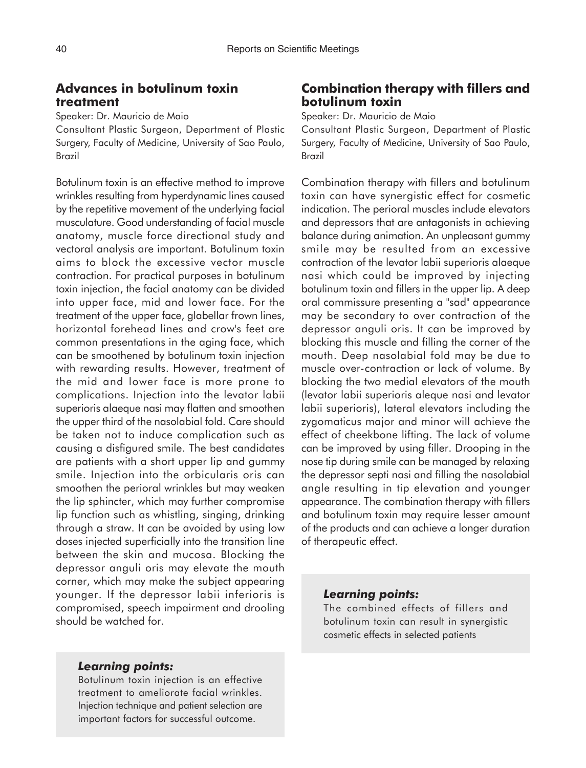## Advances in botulinum toxin treatment

Speaker: Dr. Mauricio de Maio

Consultant Plastic Surgeon, Department of Plastic Surgery, Faculty of Medicine, University of Sao Paulo, Brazil

Botulinum toxin is an effective method to improve wrinkles resulting from hyperdynamic lines caused by the repetitive movement of the underlying facial musculature. Good understanding of facial muscle anatomy, muscle force directional study and vectoral analysis are important. Botulinum toxin aims to block the excessive vector muscle contraction. For practical purposes in botulinum toxin injection, the facial anatomy can be divided into upper face, mid and lower face. For the treatment of the upper face, glabellar frown lines, horizontal forehead lines and crow's feet are common presentations in the aging face, which can be smoothened by botulinum toxin injection with rewarding results. However, treatment of the mid and lower face is more prone to complications. Injection into the levator labii superioris alaeque nasi may flatten and smoothen the upper third of the nasolabial fold. Care should be taken not to induce complication such as causing a disfigured smile. The best candidates are patients with a short upper lip and gummy smile. Injection into the orbicularis oris can smoothen the perioral wrinkles but may weaken the lip sphincter, which may further compromise lip function such as whistling, singing, drinking through a straw. It can be avoided by using low doses injected superficially into the transition line between the skin and mucosa. Blocking the depressor anguli oris may elevate the mouth corner, which may make the subject appearing younger. If the depressor labii inferioris is compromised, speech impairment and drooling should be watched for.

> ***Learning points:***
>
> Botulinum toxin injection is an effective treatment to ameliorate facial wrinkles. Injection technique and patient selection are important factors for successful outcome.

## Combination therapy with fillers and botulinum toxin

Speaker: Dr. Mauricio de Maio

Consultant Plastic Surgeon, Department of Plastic Surgery, Faculty of Medicine, University of Sao Paulo, Brazil

Combination therapy with fillers and botulinum toxin can have synergistic effect for cosmetic indication. The perioral muscles include elevators and depressors that are antagonists in achieving balance during animation. An unpleasant gummy smile may be resulted from an excessive contraction of the levator labii superioris alaeque nasi which could be improved by injecting botulinum toxin and fillers in the upper lip. A deep oral commissure presenting a "sad" appearance may be secondary to over contraction of the depressor anguli oris. It can be improved by blocking this muscle and filling the corner of the mouth. Deep nasolabial fold may be due to muscle over-contraction or lack of volume. By blocking the two medial elevators of the mouth (levator labii superioris aleque nasi and levator labii superioris), lateral elevators including the zygomaticus major and minor will achieve the effect of cheekbone lifting. The lack of volume can be improved by using filler. Drooping in the nose tip during smile can be managed by relaxing the depressor septi nasi and filling the nasolabial angle resulting in tip elevation and younger appearance. The combination therapy with fillers and botulinum toxin may require lesser amount of the products and can achieve a longer duration of therapeutic effect.

> ***Learning points:***
>
> The combined effects of fillers and botulinum toxin can result in synergistic cosmetic effects in selected patients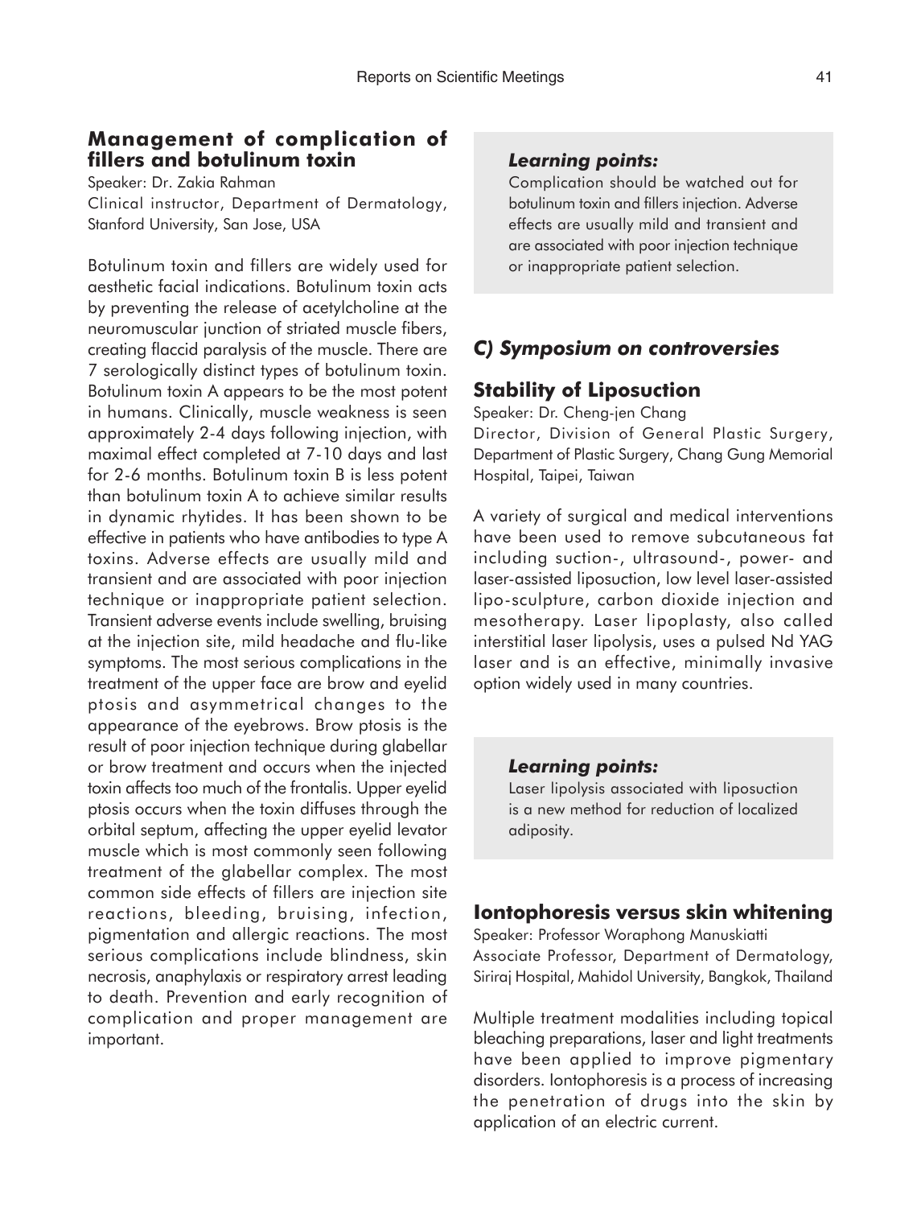## Management of complication of fillers and botulinum toxin

Speaker: Dr. Zakia Rahman

Clinical instructor, Department of Dermatology, Stanford University, San Jose, USA

Botulinum toxin and fillers are widely used for aesthetic facial indications. Botulinum toxin acts by preventing the release of acetylcholine at the neuromuscular junction of striated muscle fibers, creating flaccid paralysis of the muscle. There are 7 serologically distinct types of botulinum toxin. Botulinum toxin A appears to be the most potent in humans. Clinically, muscle weakness is seen approximately 2-4 days following injection, with maximal effect completed at 7-10 days and last for 2-6 months. Botulinum toxin B is less potent than botulinum toxin A to achieve similar results in dynamic rhytides. It has been shown to be effective in patients who have antibodies to type A toxins. Adverse effects are usually mild and transient and are associated with poor injection technique or inappropriate patient selection. Transient adverse events include swelling, bruising at the injection site, mild headache and flu-like symptoms. The most serious complications in the treatment of the upper face are brow and eyelid ptosis and asymmetrical changes to the appearance of the eyebrows. Brow ptosis is the result of poor injection technique during glabellar or brow treatment and occurs when the injected toxin affects too much of the frontalis. Upper eyelid ptosis occurs when the toxin diffuses through the orbital septum, affecting the upper eyelid levator muscle which is most commonly seen following treatment of the glabellar complex. The most common side effects of fillers are injection site reactions, bleeding, bruising, infection, pigmentation and allergic reactions. The most serious complications include blindness, skin necrosis, anaphylaxis or respiratory arrest leading to death. Prevention and early recognition of complication and proper management are important.

> ***Learning points:***
>
> Complication should be watched out for botulinum toxin and fillers injection. Adverse effects are usually mild and transient and are associated with poor injection technique or inappropriate patient selection.

## *C) Symposium on controversies*

## Stability of Liposuction

Speaker: Dr. Cheng-jen Chang

Director, Division of General Plastic Surgery, Department of Plastic Surgery, Chang Gung Memorial Hospital, Taipei, Taiwan

A variety of surgical and medical interventions have been used to remove subcutaneous fat including suction-, ultrasound-, power- and laser-assisted liposuction, low level laser-assisted lipo-sculpture, carbon dioxide injection and mesotherapy. Laser lipoplasty, also called interstitial laser lipolysis, uses a pulsed Nd YAG laser and is an effective, minimally invasive option widely used in many countries.

> ***Learning points:***
>
> Laser lipolysis associated with liposuction is a new method for reduction of localized adiposity.

## Iontophoresis versus skin whitening

Speaker: Professor Woraphong Manuskiatti

Associate Professor, Department of Dermatology, Siriraj Hospital, Mahidol University, Bangkok, Thailand

Multiple treatment modalities including topical bleaching preparations, laser and light treatments have been applied to improve pigmentary disorders. Iontophoresis is a process of increasing the penetration of drugs into the skin by application of an electric current.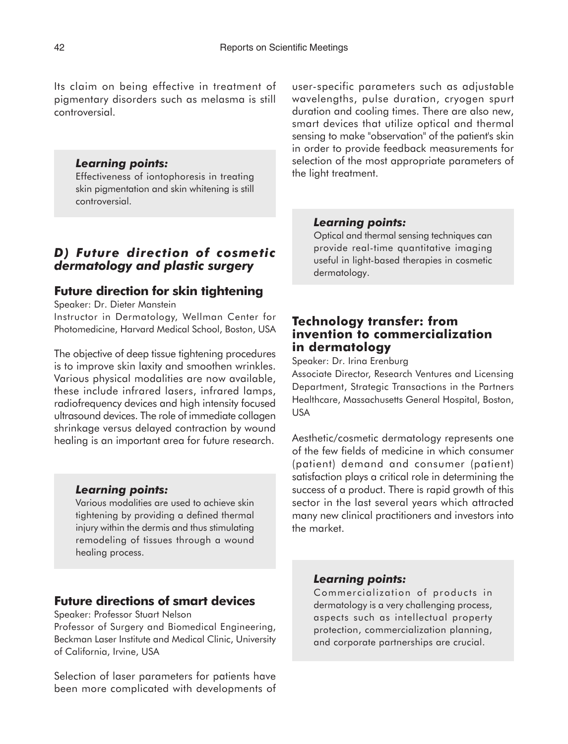Its claim on being effective in treatment of pigmentary disorders such as melasma is still controversial.

> ***Learning points:***
> Effectiveness of iontophoresis in treating skin pigmentation and skin whitening is still controversial.

## *D) Future direction of cosmetic dermatology and plastic surgery*

### Future direction for skin tightening

Speaker: Dr. Dieter Manstein
Instructor in Dermatology, Wellman Center for Photomedicine, Harvard Medical School, Boston, USA

The objective of deep tissue tightening procedures is to improve skin laxity and smoothen wrinkles. Various physical modalities are now available, these include infrared lasers, infrared lamps, radiofrequency devices and high intensity focused ultrasound devices. The role of immediate collagen shrinkage versus delayed contraction by wound healing is an important area for future research.

> ***Learning points:***
> Various modalities are used to achieve skin tightening by providing a defined thermal injury within the dermis and thus stimulating remodeling of tissues through a wound healing process.

### Future directions of smart devices

Speaker: Professor Stuart Nelson
Professor of Surgery and Biomedical Engineering, Beckman Laser Institute and Medical Clinic, University of California, Irvine, USA

Selection of laser parameters for patients have been more complicated with developments of user-specific parameters such as adjustable wavelengths, pulse duration, cryogen spurt duration and cooling times. There are also new, smart devices that utilize optical and thermal sensing to make "observation" of the patient's skin in order to provide feedback measurements for selection of the most appropriate parameters of the light treatment.

> ***Learning points:***
> Optical and thermal sensing techniques can provide real-time quantitative imaging useful in light-based therapies in cosmetic dermatology.

### Technology transfer: from invention to commercialization in dermatology

Speaker: Dr. Irina Erenburg
Associate Director, Research Ventures and Licensing Department, Strategic Transactions in the Partners Healthcare, Massachusetts General Hospital, Boston, USA

Aesthetic/cosmetic dermatology represents one of the few fields of medicine in which consumer (patient) demand and consumer (patient) satisfaction plays a critical role in determining the success of a product. There is rapid growth of this sector in the last several years which attracted many new clinical practitioners and investors into the market.

> ***Learning points:***
> Commercialization of products in dermatology is a very challenging process, aspects such as intellectual property protection, commercialization planning, and corporate partnerships are crucial.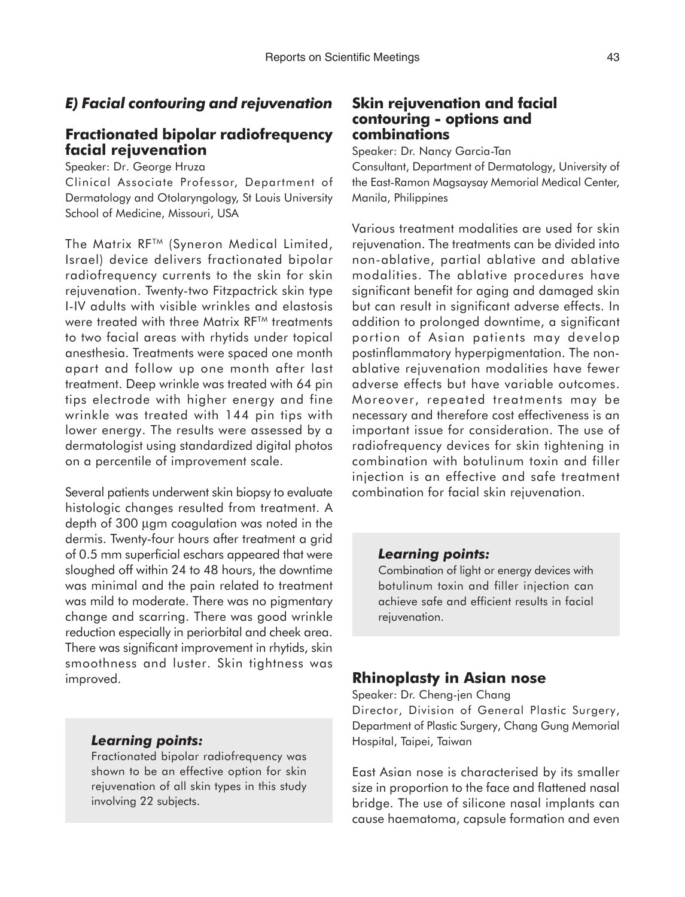### *E) Facial contouring and rejuvenation*

## Fractionated bipolar radiofrequency facial rejuvenation

Speaker: Dr. George Hruza

Clinical Associate Professor, Department of Dermatology and Otolaryngology, St Louis University School of Medicine, Missouri, USA

The Matrix RF™ (Syneron Medical Limited, Israel) device delivers fractionated bipolar radiofrequency currents to the skin for skin rejuvenation. Twenty-two Fitzpactrick skin type I-IV adults with visible wrinkles and elastosis were treated with three Matrix RF™ treatments to two facial areas with rhytids under topical anesthesia. Treatments were spaced one month apart and follow up one month after last treatment. Deep wrinkle was treated with 64 pin tips electrode with higher energy and fine wrinkle was treated with 144 pin tips with lower energy. The results were assessed by a dermatologist using standardized digital photos on a percentile of improvement scale.

Several patients underwent skin biopsy to evaluate histologic changes resulted from treatment. A depth of 300 μgm coagulation was noted in the dermis. Twenty-four hours after treatment a grid of 0.5 mm superficial eschars appeared that were sloughed off within 24 to 48 hours, the downtime was minimal and the pain related to treatment was mild to moderate. There was no pigmentary change and scarring. There was good wrinkle reduction especially in periorbital and cheek area. There was significant improvement in rhytids, skin smoothness and luster. Skin tightness was improved.

***Learning points:***

Fractionated bipolar radiofrequency was shown to be an effective option for skin rejuvenation of all skin types in this study involving 22 subjects.

## Skin rejuvenation and facial contouring - options and combinations

Speaker: Dr. Nancy Garcia-Tan

Consultant, Department of Dermatology, University of the East-Ramon Magsaysay Memorial Medical Center, Manila, Philippines

Various treatment modalities are used for skin rejuvenation. The treatments can be divided into non-ablative, partial ablative and ablative modalities. The ablative procedures have significant benefit for aging and damaged skin but can result in significant adverse effects. In addition to prolonged downtime, a significant portion of Asian patients may develop postinflammatory hyperpigmentation. The non-ablative rejuvenation modalities have fewer adverse effects but have variable outcomes. Moreover, repeated treatments may be necessary and therefore cost effectiveness is an important issue for consideration. The use of radiofrequency devices for skin tightening in combination with botulinum toxin and filler injection is an effective and safe treatment combination for facial skin rejuvenation.

***Learning points:***

Combination of light or energy devices with botulinum toxin and filler injection can achieve safe and efficient results in facial rejuvenation.

## Rhinoplasty in Asian nose

Speaker: Dr. Cheng-jen Chang

Director, Division of General Plastic Surgery, Department of Plastic Surgery, Chang Gung Memorial Hospital, Taipei, Taiwan

East Asian nose is characterised by its smaller size in proportion to the face and flattened nasal bridge. The use of silicone nasal implants can cause haematoma, capsule formation and even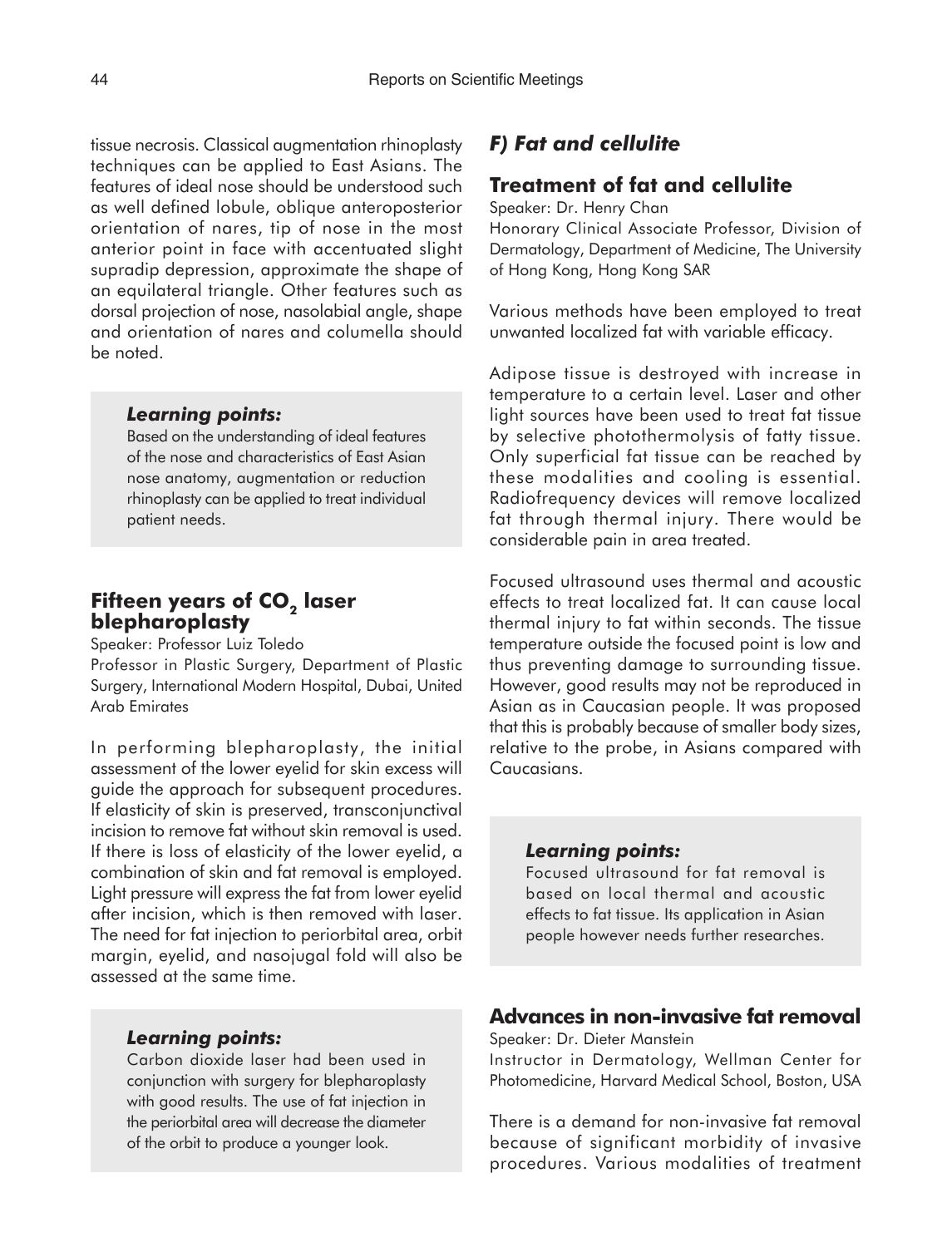tissue necrosis. Classical augmentation rhinoplasty techniques can be applied to East Asians. The features of ideal nose should be understood such as well defined lobule, oblique anteroposterior orientation of nares, tip of nose in the most anterior point in face with accentuated slight supradip depression, approximate the shape of an equilateral triangle. Other features such as dorsal projection of nose, nasolabial angle, shape and orientation of nares and columella should be noted.

> ***Learning points:***
> Based on the understanding of ideal features of the nose and characteristics of East Asian nose anatomy, augmentation or reduction rhinoplasty can be applied to treat individual patient needs.

## Fifteen years of $CO_2$ laser blepharoplasty

Speaker: Professor Luiz Toledo
Professor in Plastic Surgery, Department of Plastic Surgery, International Modern Hospital, Dubai, United Arab Emirates

In performing blepharoplasty, the initial assessment of the lower eyelid for skin excess will guide the approach for subsequent procedures. If elasticity of skin is preserved, transconjunctival incision to remove fat without skin removal is used. If there is loss of elasticity of the lower eyelid, a combination of skin and fat removal is employed. Light pressure will express the fat from lower eyelid after incision, which is then removed with laser. The need for fat injection to periorbital area, orbit margin, eyelid, and nasojugal fold will also be assessed at the same time.

> ***Learning points:***
> Carbon dioxide laser had been used in conjunction with surgery for blepharoplasty with good results. The use of fat injection in the periorbital area will decrease the diameter of the orbit to produce a younger look.

# *F) Fat and cellulite*

## Treatment of fat and cellulite

Speaker: Dr. Henry Chan
Honorary Clinical Associate Professor, Division of Dermatology, Department of Medicine, The University of Hong Kong, Hong Kong SAR

Various methods have been employed to treat unwanted localized fat with variable efficacy.

Adipose tissue is destroyed with increase in temperature to a certain level. Laser and other light sources have been used to treat fat tissue by selective photothermolysis of fatty tissue. Only superficial fat tissue can be reached by these modalities and cooling is essential. Radiofrequency devices will remove localized fat through thermal injury. There would be considerable pain in area treated.

Focused ultrasound uses thermal and acoustic effects to treat localized fat. It can cause local thermal injury to fat within seconds. The tissue temperature outside the focused point is low and thus preventing damage to surrounding tissue. However, good results may not be reproduced in Asian as in Caucasian people. It was proposed that this is probably because of smaller body sizes, relative to the probe, in Asians compared with Caucasians.

> ***Learning points:***
> Focused ultrasound for fat removal is based on local thermal and acoustic effects to fat tissue. Its application in Asian people however needs further researches.

## Advances in non-invasive fat removal

Speaker: Dr. Dieter Manstein
Instructor in Dermatology, Wellman Center for Photomedicine, Harvard Medical School, Boston, USA

There is a demand for non-invasive fat removal because of significant morbidity of invasive procedures. Various modalities of treatment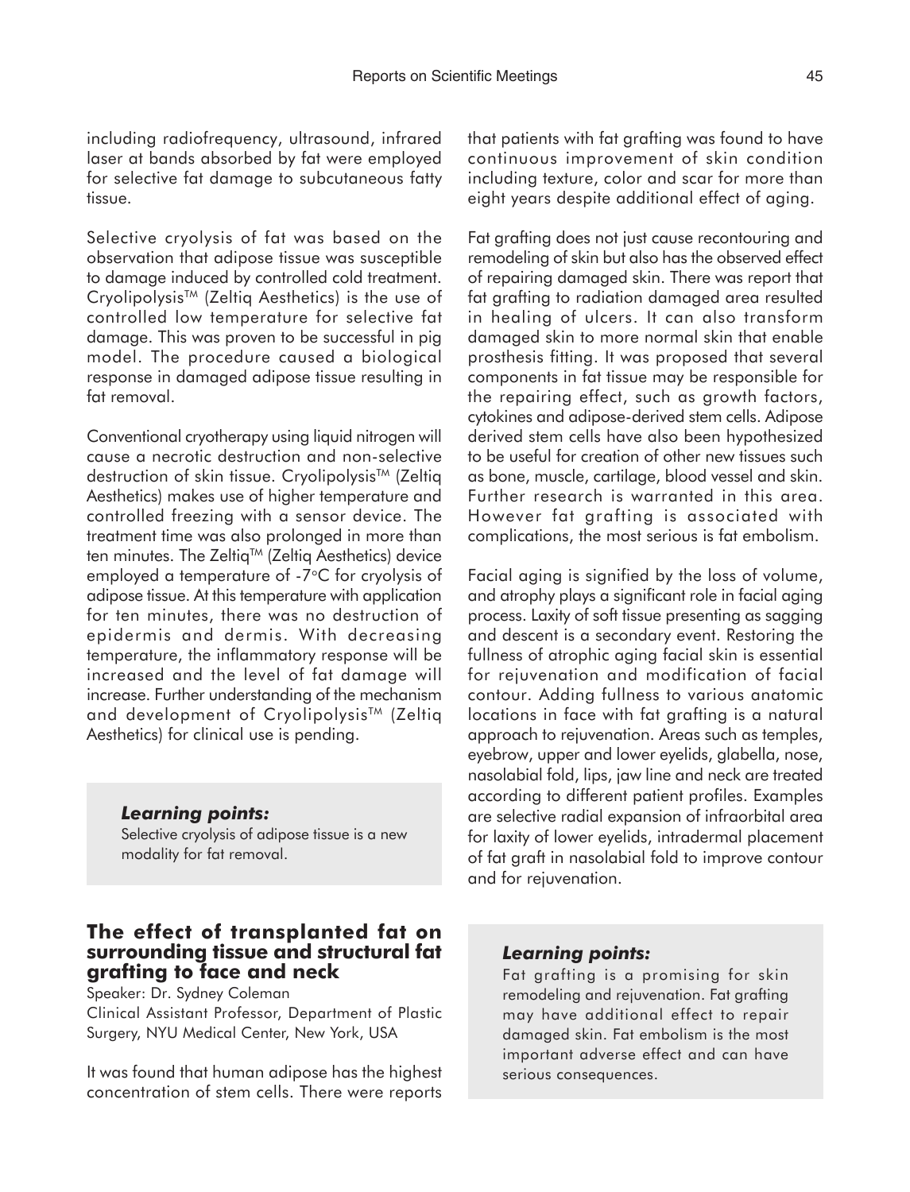including radiofrequency, ultrasound, infrared laser at bands absorbed by fat were employed for selective fat damage to subcutaneous fatty tissue.

Selective cryolysis of fat was based on the observation that adipose tissue was susceptible to damage induced by controlled cold treatment. Cryolipolysis™ (Zeltiq Aesthetics) is the use of controlled low temperature for selective fat damage. This was proven to be successful in pig model. The procedure caused a biological response in damaged adipose tissue resulting in fat removal.

Conventional cryotherapy using liquid nitrogen will cause a necrotic destruction and non-selective destruction of skin tissue. Cryolipolysis™ (Zeltiq Aesthetics) makes use of higher temperature and controlled freezing with a sensor device. The treatment time was also prolonged in more than ten minutes. The Zeltiq™ (Zeltiq Aesthetics) device employed a temperature of -7°C for cryolysis of adipose tissue. At this temperature with application for ten minutes, there was no destruction of epidermis and dermis. With decreasing temperature, the inflammatory response will be increased and the level of fat damage will increase. Further understanding of the mechanism and development of Cryolipolysis™ (Zeltiq Aesthetics) for clinical use is pending.

***Learning points:***

Selective cryolysis of adipose tissue is a new modality for fat removal.

## The effect of transplanted fat on surrounding tissue and structural fat grafting to face and neck

Speaker: Dr. Sydney Coleman
Clinical Assistant Professor, Department of Plastic Surgery, NYU Medical Center, New York, USA

It was found that human adipose has the highest concentration of stem cells. There were reports that patients with fat grafting was found to have continuous improvement of skin condition including texture, color and scar for more than eight years despite additional effect of aging.

Fat grafting does not just cause recontouring and remodeling of skin but also has the observed effect of repairing damaged skin. There was report that fat grafting to radiation damaged area resulted in healing of ulcers. It can also transform damaged skin to more normal skin that enable prosthesis fitting. It was proposed that several components in fat tissue may be responsible for the repairing effect, such as growth factors, cytokines and adipose-derived stem cells. Adipose derived stem cells have also been hypothesized to be useful for creation of other new tissues such as bone, muscle, cartilage, blood vessel and skin. Further research is warranted in this area. However fat grafting is associated with complications, the most serious is fat embolism.

Facial aging is signified by the loss of volume, and atrophy plays a significant role in facial aging process. Laxity of soft tissue presenting as sagging and descent is a secondary event. Restoring the fullness of atrophic aging facial skin is essential for rejuvenation and modification of facial contour. Adding fullness to various anatomic locations in face with fat grafting is a natural approach to rejuvenation. Areas such as temples, eyebrow, upper and lower eyelids, glabella, nose, nasolabial fold, lips, jaw line and neck are treated according to different patient profiles. Examples are selective radial expansion of infraorbital area for laxity of lower eyelids, intradermal placement of fat graft in nasolabial fold to improve contour and for rejuvenation.

***Learning points:***

Fat grafting is a promising for skin remodeling and rejuvenation. Fat grafting may have additional effect to repair damaged skin. Fat embolism is the most important adverse effect and can have serious consequences.